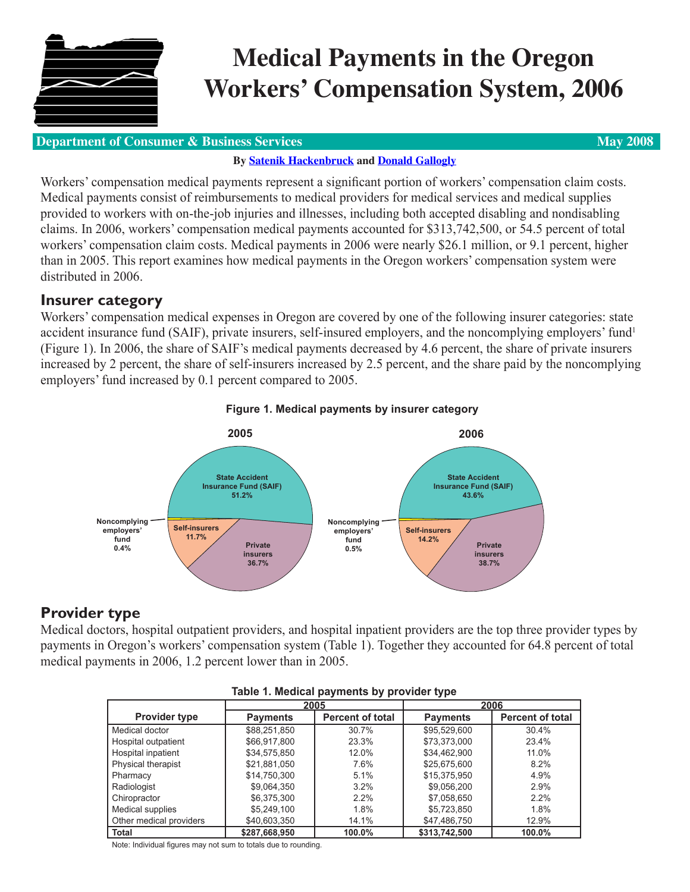# Medical Payments in the Oregon Workers' Compensation System, 2006

**Department of Consumer & Business Services** **May 2008**

**By Satenik Hackenbruck and Donald Gallogly**

Workers' compensation medical payments represent a significant portion of workers' compensation claim costs. Medical payments consist of reimbursements to medical providers for medical services and medical supplies provided to workers with on-the-job injuries and illnesses, including both accepted disabling and nondisabling claims. In 2006, workers' compensation medical payments accounted for $313,742,500, or 54.5 percent of total workers' compensation claim costs. Medical payments in 2006 were nearly $26.1 million, or 9.1 percent, higher than in 2005. This report examines how medical payments in the Oregon workers' compensation system were distributed in 2006.

## Insurer category

Workers' compensation medical expenses in Oregon are covered by one of the following insurer categories: state accident insurance fund (SAIF), private insurers, self-insured employers, and the noncomplying employers' fund[1] (Figure 1). In 2006, the share of SAIF's medical payments decreased by 4.6 percent, the share of private insurers increased by 2 percent, the share of self-insurers increased by 2.5 percent, and the share paid by the noncomplying employers' fund increased by 0.1 percent compared to 2005.

**Figure 1. Medical payments by insurer category**

| Insurer category | 2005 | 2006 |
|---|---|---|
| State Accident Insurance Fund (SAIF) | 51.2% | 43.6% |
| Private insurers | 36.7% | 38.7% |
| Self-insurers | 11.7% | 14.2% |
| Noncomplying employers' fund | 0.4% | 0.5% |

## Provider type

Medical doctors, hospital outpatient providers, and hospital inpatient providers are the top three provider types by payments in Oregon's workers' compensation system (Table 1). Together they accounted for 64.8 percent of total medical payments in 2006, 1.2 percent lower than in 2005.

**Table 1. Medical payments by provider type**

| | 2005 | | 2006 | |
|---|---|---|---|---|
| **Provider type** | **Payments** | **Percent of total** | **Payments** | **Percent of total** |
| Medical doctor | $88,251,850 | 30.7% | $95,529,600 | 30.4% |
| Hospital outpatient | $66,917,800 | 23.3% | $73,373,000 | 23.4% |
| Hospital inpatient | $34,575,850 | 12.0% | $34,462,900 | 11.0% |
| Physical therapist | $21,881,050 | 7.6% | $25,675,600 | 8.2% |
| Pharmacy | $14,750,300 | 5.1% | $15,375,950 | 4.9% |
| Radiologist | $9,064,350 | 3.2% | $9,056,200 | 2.9% |
| Chiropractor | $6,375,300 | 2.2% | $7,058,650 | 2.2% |
| Medical supplies | $5,249,100 | 1.8% | $5,723,850 | 1.8% |
| Other medical providers | $40,603,350 | 14.1% | $47,486,750 | 12.9% |
| **Total** | **$287,668,950** | **100.0%** | **$313,742,500** | **100.0%** |

Note: Individual figures may not sum to totals due to rounding.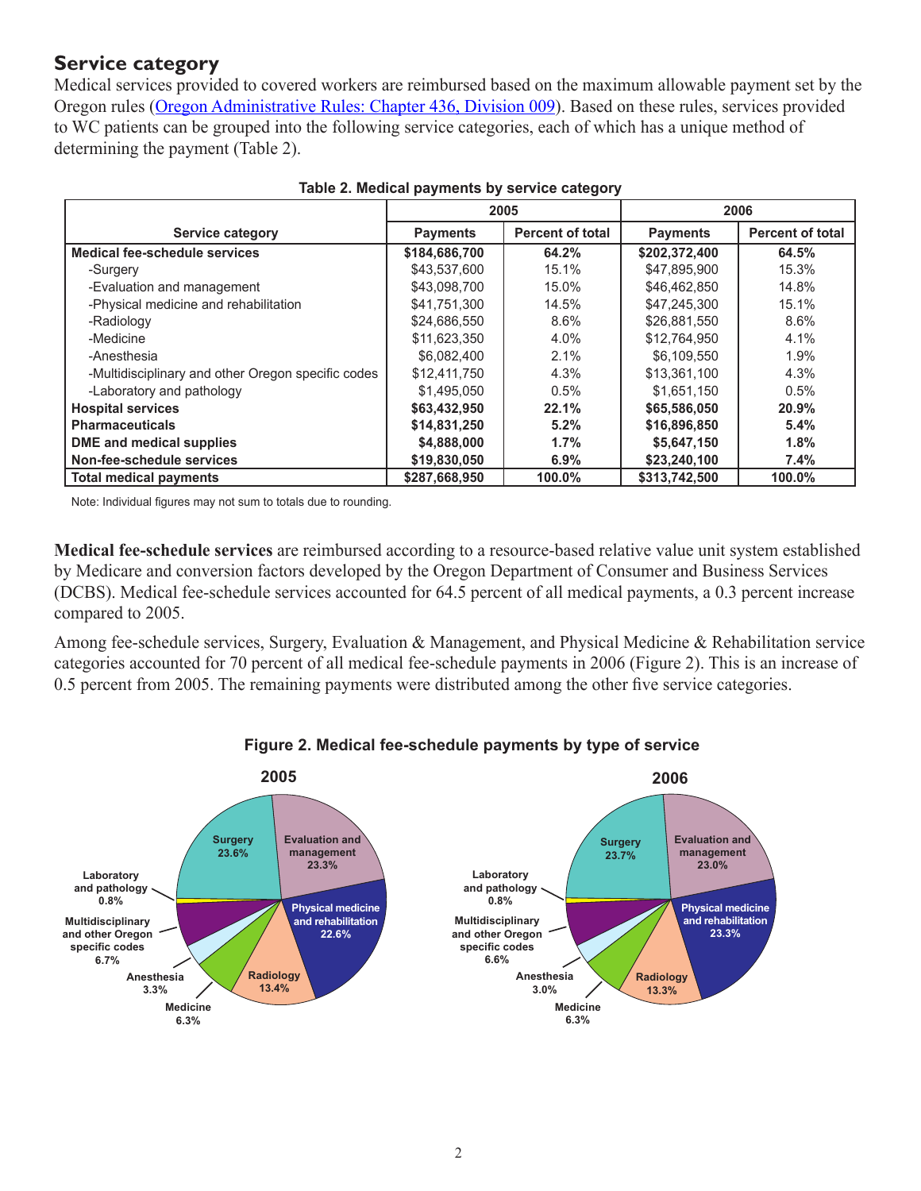## Service category

Medical services provided to covered workers are reimbursed based on the maximum allowable payment set by the Oregon rules (Oregon Administrative Rules: Chapter 436, Division 009). Based on these rules, services provided to WC patients can be grouped into the following service categories, each of which has a unique method of determining the payment (Table 2).

**Table 2. Medical payments by service category**

| Service category | 2005 | | 2006 | |
|---|---|---|---|---|
| | Payments | Percent of total | Payments | Percent of total |
| **Medical fee-schedule services** | **$184,686,700** | **64.2%** | **$202,372,400** | **64.5%** |
| -Surgery | $43,537,600 | 15.1% | $47,895,900 | 15.3% |
| -Evaluation and management | $43,098,700 | 15.0% | $46,462,850 | 14.8% |
| -Physical medicine and rehabilitation | $41,751,300 | 14.5% | $47,245,300 | 15.1% |
| -Radiology | $24,686,550 | 8.6% | $26,881,550 | 8.6% |
| -Medicine | $11,623,350 | 4.0% | $12,764,950 | 4.1% |
| -Anesthesia | $6,082,400 | 2.1% | $6,109,550 | 1.9% |
| -Multidisciplinary and other Oregon specific codes | $12,411,750 | 4.3% | $13,361,100 | 4.3% |
| -Laboratory and pathology | $1,495,050 | 0.5% | $1,651,150 | 0.5% |
| **Hospital services** | **$63,432,950** | **22.1%** | **$65,586,050** | **20.9%** |
| **Pharmaceuticals** | **$14,831,250** | **5.2%** | **$16,896,850** | **5.4%** |
| **DME and medical supplies** | **$4,888,000** | **1.7%** | **$5,647,150** | **1.8%** |
| **Non-fee-schedule services** | **$19,830,050** | **6.9%** | **$23,240,100** | **7.4%** |
| **Total medical payments** | **$287,668,950** | **100.0%** | **$313,742,500** | **100.0%** |

Note: Individual figures may not sum to totals due to rounding.

**Medical fee-schedule services** are reimbursed according to a resource-based relative value unit system established by Medicare and conversion factors developed by the Oregon Department of Consumer and Business Services (DCBS). Medical fee-schedule services accounted for 64.5 percent of all medical payments, a 0.3 percent increase compared to 2005.

Among fee-schedule services, Surgery, Evaluation & Management, and Physical Medicine & Rehabilitation service categories accounted for 70 percent of all medical fee-schedule payments in 2006 (Figure 2). This is an increase of 0.5 percent from 2005. The remaining payments were distributed among the other five service categories.

**Figure 2. Medical fee-schedule payments by type of service**

| Type of service | 2005 | 2006 |
|---|---|---|
| Surgery | 23.6% | 23.7% |
| Evaluation and management | 23.3% | 23.0% |
| Physical medicine and rehabilitation | 22.6% | 23.3% |
| Radiology | 13.4% | 13.3% |
| Medicine | 6.3% | 6.3% |
| Anesthesia | 3.3% | 3.0% |
| Multidisciplinary and other Oregon specific codes | 6.7% | 6.6% |
| Laboratory and pathology | 0.8% | 0.8% |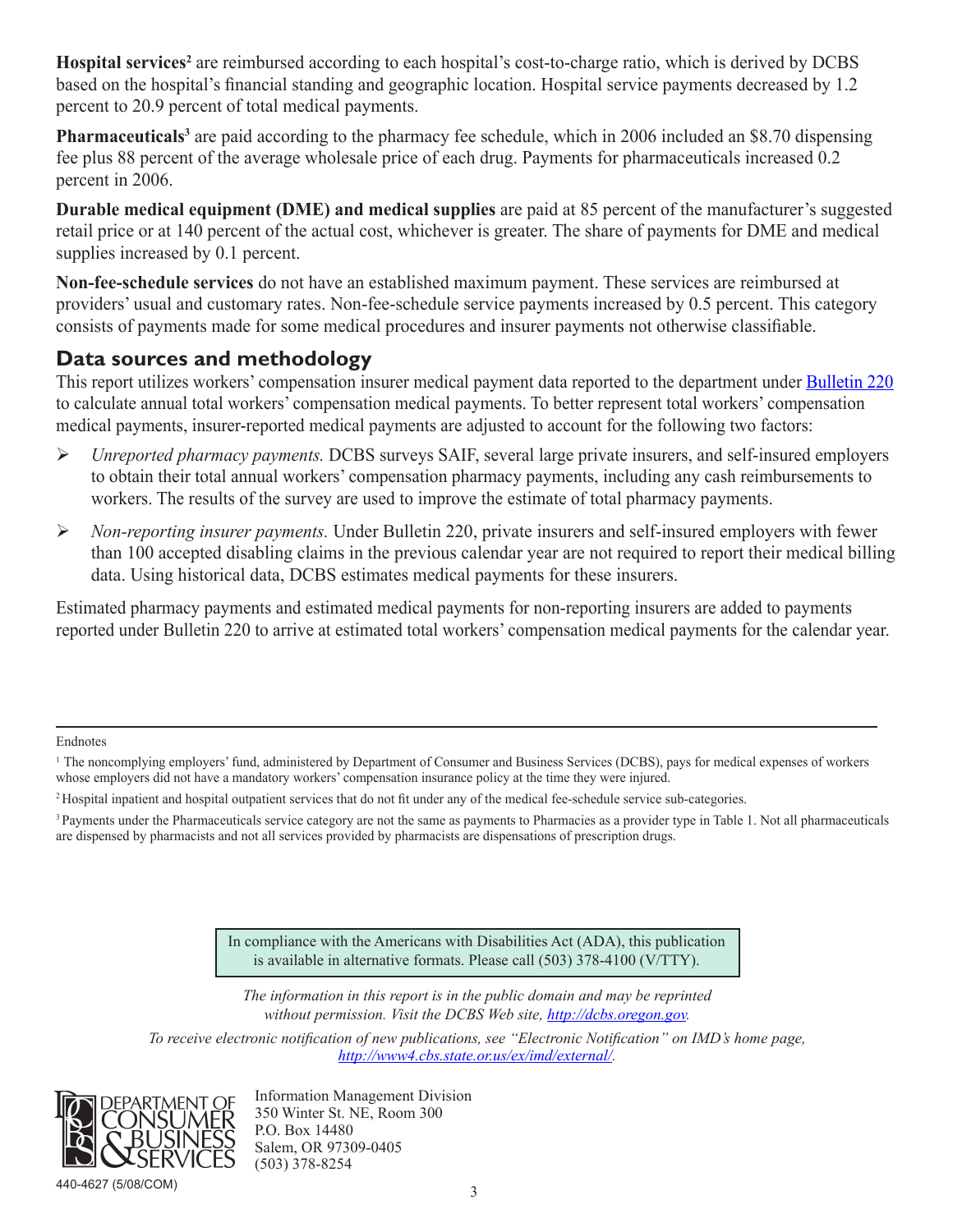**Hospital services**[2] are reimbursed according to each hospital's cost-to-charge ratio, which is derived by DCBS based on the hospital's financial standing and geographic location. Hospital service payments decreased by 1.2 percent to 20.9 percent of total medical payments.

**Pharmaceuticals**[3] are paid according to the pharmacy fee schedule, which in 2006 included an $8.70 dispensing fee plus 88 percent of the average wholesale price of each drug. Payments for pharmaceuticals increased 0.2 percent in 2006.

**Durable medical equipment (DME) and medical supplies** are paid at 85 percent of the manufacturer's suggested retail price or at 140 percent of the actual cost, whichever is greater. The share of payments for DME and medical supplies increased by 0.1 percent.

**Non-fee-schedule services** do not have an established maximum payment. These services are reimbursed at providers' usual and customary rates. Non-fee-schedule service payments increased by 0.5 percent. This category consists of payments made for some medical procedures and insurer payments not otherwise classifiable.

## Data sources and methodology

This report utilizes workers' compensation insurer medical payment data reported to the department under Bulletin 220 to calculate annual total workers' compensation medical payments. To better represent total workers' compensation medical payments, insurer-reported medical payments are adjusted to account for the following two factors:

- *Unreported pharmacy payments.* DCBS surveys SAIF, several large private insurers, and self-insured employers to obtain their total annual workers' compensation pharmacy payments, including any cash reimbursements to workers. The results of the survey are used to improve the estimate of total pharmacy payments.
- *Non-reporting insurer payments.* Under Bulletin 220, private insurers and self-insured employers with fewer than 100 accepted disabling claims in the previous calendar year are not required to report their medical billing data. Using historical data, DCBS estimates medical payments for these insurers.

Estimated pharmacy payments and estimated medical payments for non-reporting insurers are added to payments reported under Bulletin 220 to arrive at estimated total workers' compensation medical payments for the calendar year.

---

Endnotes

[1] The noncomplying employers' fund, administered by Department of Consumer and Business Services (DCBS), pays for medical expenses of workers whose employers did not have a mandatory workers' compensation insurance policy at the time they were injured.

[2] Hospital inpatient and hospital outpatient services that do not fit under any of the medical fee-schedule service sub-categories.

[3] Payments under the Pharmaceuticals service category are not the same as payments to Pharmacies as a provider type in Table 1. Not all pharmaceuticals are dispensed by pharmacists and not all services provided by pharmacists are dispensations of prescription drugs.

In compliance with the Americans with Disabilities Act (ADA), this publication is available in alternative formats. Please call (503) 378-4100 (V/TTY).

*The information in this report is in the public domain and may be reprinted without permission. Visit the DCBS Web site, http://dcbs.oregon.gov.*

*To receive electronic notification of new publications, see "Electronic Notification" on IMD's home page, http://www4.cbs.state.or.us/ex/imd/external/.*

DEPARTMENT OF CONSUMER & BUSINESS SERVICES

Information Management Division
350 Winter St. NE, Room 300
P.O. Box 14480
Salem, OR 97309-0405
(503) 378-8254

440-4627 (5/08/COM)